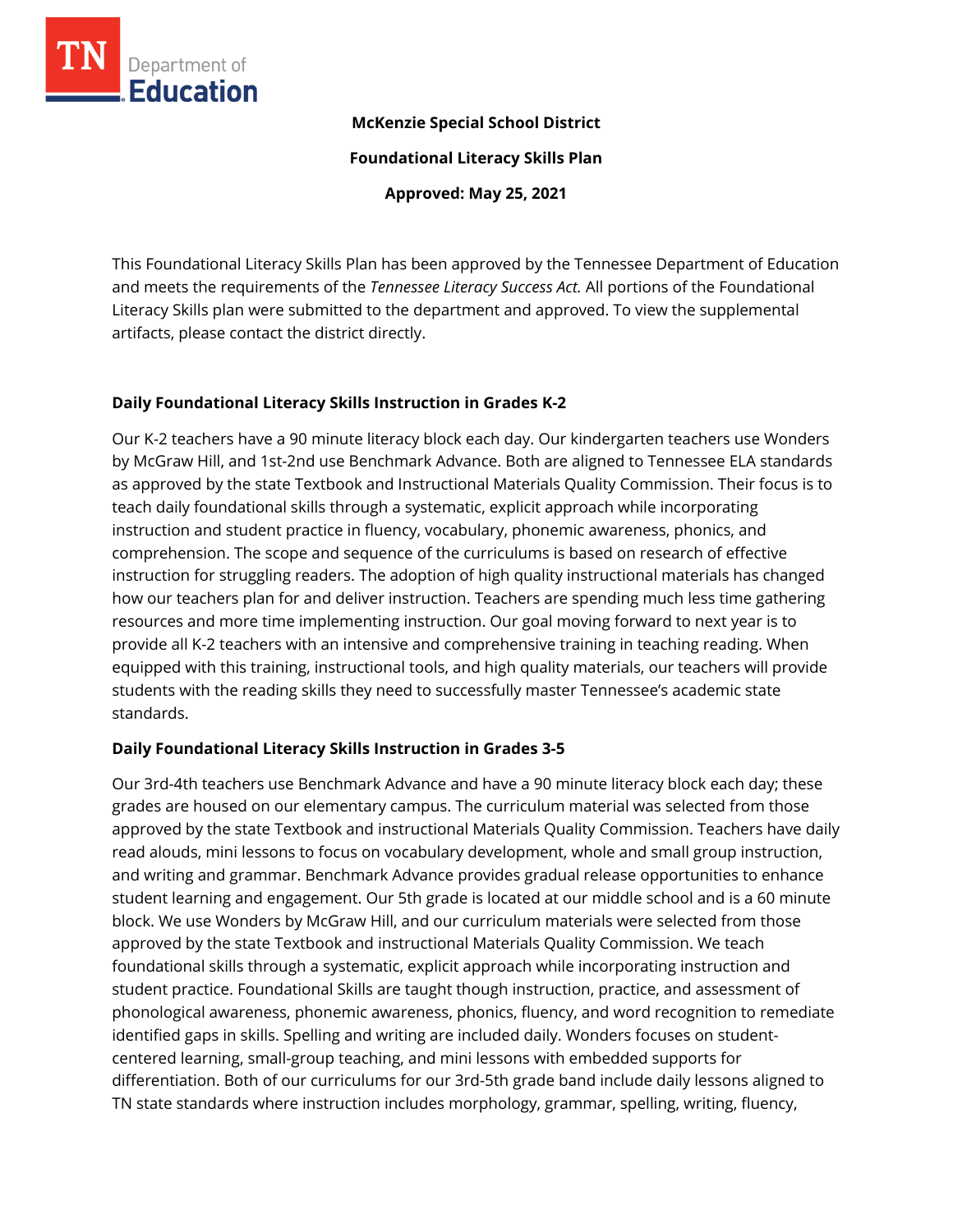McKenzie Special School District

Foundational Literacy Skills Plan

Approved: May 25, 2021

This Foundational Literacy Skills Plan has been approved by the Tennessee Department of Education and meets the requirements of the *Tennessee Literacy Success Act.* All portions of the Foundational Literacy Skills plan were submitted to the department and approved. To view the supplemental artifacts, please contact the district directly.

## Daily Foundational Literacy Skills Instruction in Grades K-2

Our K-2 teachers have a 90 minute literacy block each day. Our kindergarten teachers use Wonders by McGraw Hill, and 1st-2nd use Benchmark Advance. Both are aligned to Tennessee ELA standards as approved by the state Textbook and Instructional Materials Quality Commission. Their focus is to teach daily foundational skills through a systematic, explicit approach while incorporating instruction and student practice in fluency, vocabulary, phonemic awareness, phonics, and comprehension. The scope and sequence of the curriculums is based on research of effective instruction for struggling readers. The adoption of high quality instructional materials has changed how our teachers plan for and deliver instruction. Teachers are spending much less time gathering resources and more time implementing instruction. Our goal moving forward to next year is to provide all K-2 teachers with an intensive and comprehensive training in teaching reading. When equipped with this training, instructional tools, and high quality materials, our teachers will provide students with the reading skills they need to successfully master Tennessee's academic state standards.

## Daily Foundational Literacy Skills Instruction in Grades 3-5

Our 3rd-4th teachers use Benchmark Advance and have a 90 minute literacy block each day; these grades are housed on our elementary campus. The curriculum material was selected from those approved by the state Textbook and instructional Materials Quality Commission. Teachers have daily read alouds, mini lessons to focus on vocabulary development, whole and small group instruction, and writing and grammar. Benchmark Advance provides gradual release opportunities to enhance student learning and engagement. Our 5th grade is located at our middle school and is a 60 minute block. We use Wonders by McGraw Hill, and our curriculum materials were selected from those approved by the state Textbook and instructional Materials Quality Commission. We teach foundational skills through a systematic, explicit approach while incorporating instruction and student practice. Foundational Skills are taught though instruction, practice, and assessment of phonological awareness, phonemic awareness, phonics, fluency, and word recognition to remediate identified gaps in skills. Spelling and writing are included daily. Wonders focuses on student-centered learning, small-group teaching, and mini lessons with embedded supports for differentiation. Both of our curriculums for our 3rd-5th grade band include daily lessons aligned to TN state standards where instruction includes morphology, grammar, spelling, writing, fluency,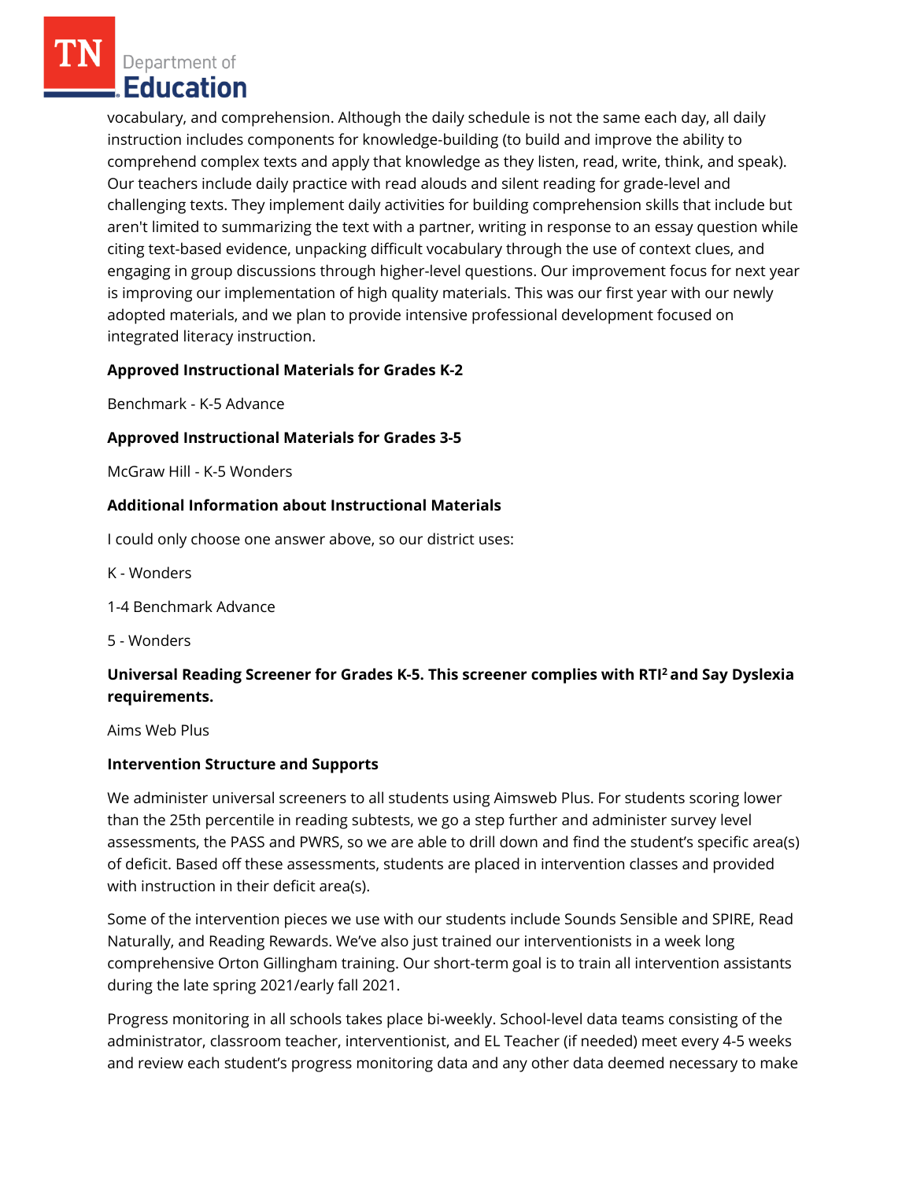vocabulary, and comprehension. Although the daily schedule is not the same each day, all daily instruction includes components for knowledge-building (to build and improve the ability to comprehend complex texts and apply that knowledge as they listen, read, write, think, and speak). Our teachers include daily practice with read alouds and silent reading for grade-level and challenging texts. They implement daily activities for building comprehension skills that include but aren't limited to summarizing the text with a partner, writing in response to an essay question while citing text-based evidence, unpacking difficult vocabulary through the use of context clues, and engaging in group discussions through higher-level questions. Our improvement focus for next year is improving our implementation of high quality materials. This was our first year with our newly adopted materials, and we plan to provide intensive professional development focused on integrated literacy instruction.

**Approved Instructional Materials for Grades K-2**

Benchmark - K-5 Advance

**Approved Instructional Materials for Grades 3-5**

McGraw Hill - K-5 Wonders

**Additional Information about Instructional Materials**

I could only choose one answer above, so our district uses:

K - Wonders

1-4 Benchmark Advance

5 - Wonders

**Universal Reading Screener for Grades K-5. This screener complies with RTI² and Say Dyslexia requirements.**

Aims Web Plus

**Intervention Structure and Supports**

We administer universal screeners to all students using Aimsweb Plus. For students scoring lower than the 25th percentile in reading subtests, we go a step further and administer survey level assessments, the PASS and PWRS, so we are able to drill down and find the student's specific area(s) of deficit. Based off these assessments, students are placed in intervention classes and provided with instruction in their deficit area(s).

Some of the intervention pieces we use with our students include Sounds Sensible and SPIRE, Read Naturally, and Reading Rewards. We've also just trained our interventionists in a week long comprehensive Orton Gillingham training. Our short-term goal is to train all intervention assistants during the late spring 2021/early fall 2021.

Progress monitoring in all schools takes place bi-weekly. School-level data teams consisting of the administrator, classroom teacher, interventionist, and EL Teacher (if needed) meet every 4-5 weeks and review each student's progress monitoring data and any other data deemed necessary to make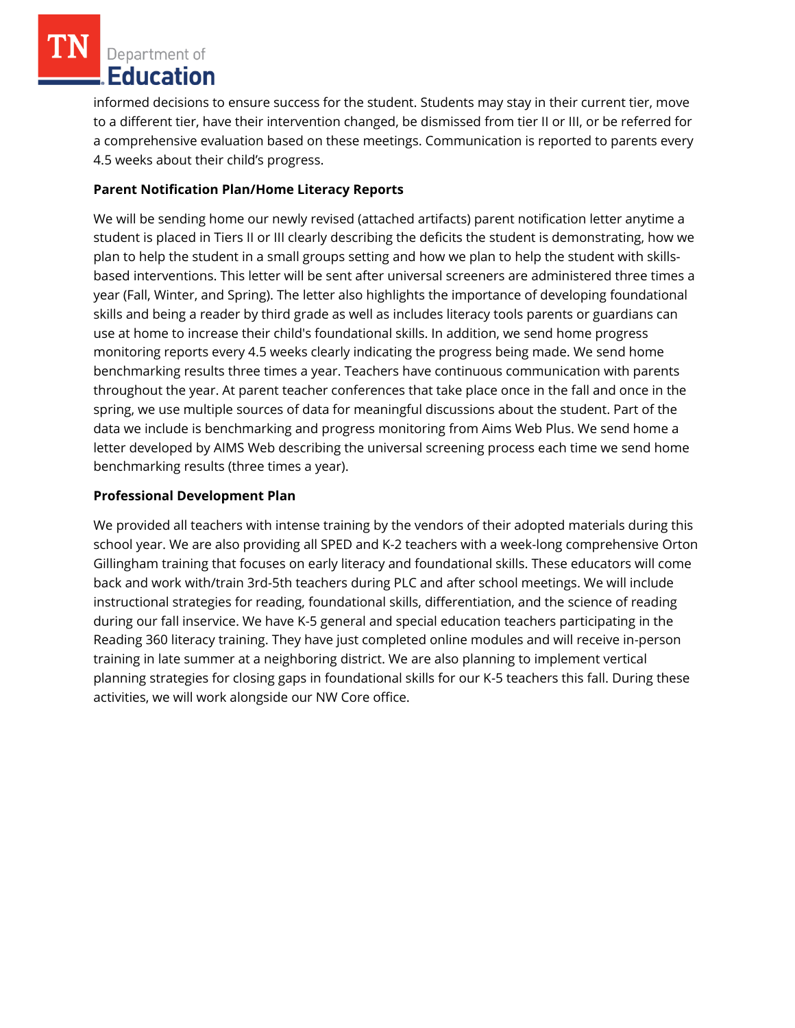informed decisions to ensure success for the student. Students may stay in their current tier, move to a different tier, have their intervention changed, be dismissed from tier II or III, or be referred for a comprehensive evaluation based on these meetings. Communication is reported to parents every 4.5 weeks about their child's progress.

**Parent Notification Plan/Home Literacy Reports**

We will be sending home our newly revised (attached artifacts) parent notification letter anytime a student is placed in Tiers II or III clearly describing the deficits the student is demonstrating, how we plan to help the student in a small groups setting and how we plan to help the student with skills-based interventions. This letter will be sent after universal screeners are administered three times a year (Fall, Winter, and Spring). The letter also highlights the importance of developing foundational skills and being a reader by third grade as well as includes literacy tools parents or guardians can use at home to increase their child's foundational skills. In addition, we send home progress monitoring reports every 4.5 weeks clearly indicating the progress being made. We send home benchmarking results three times a year. Teachers have continuous communication with parents throughout the year. At parent teacher conferences that take place once in the fall and once in the spring, we use multiple sources of data for meaningful discussions about the student. Part of the data we include is benchmarking and progress monitoring from Aims Web Plus. We send home a letter developed by AIMS Web describing the universal screening process each time we send home benchmarking results (three times a year).

**Professional Development Plan**

We provided all teachers with intense training by the vendors of their adopted materials during this school year. We are also providing all SPED and K-2 teachers with a week-long comprehensive Orton Gillingham training that focuses on early literacy and foundational skills. These educators will come back and work with/train 3rd-5th teachers during PLC and after school meetings. We will include instructional strategies for reading, foundational skills, differentiation, and the science of reading during our fall inservice. We have K-5 general and special education teachers participating in the Reading 360 literacy training. They have just completed online modules and will receive in-person training in late summer at a neighboring district. We are also planning to implement vertical planning strategies for closing gaps in foundational skills for our K-5 teachers this fall. During these activities, we will work alongside our NW Core office.